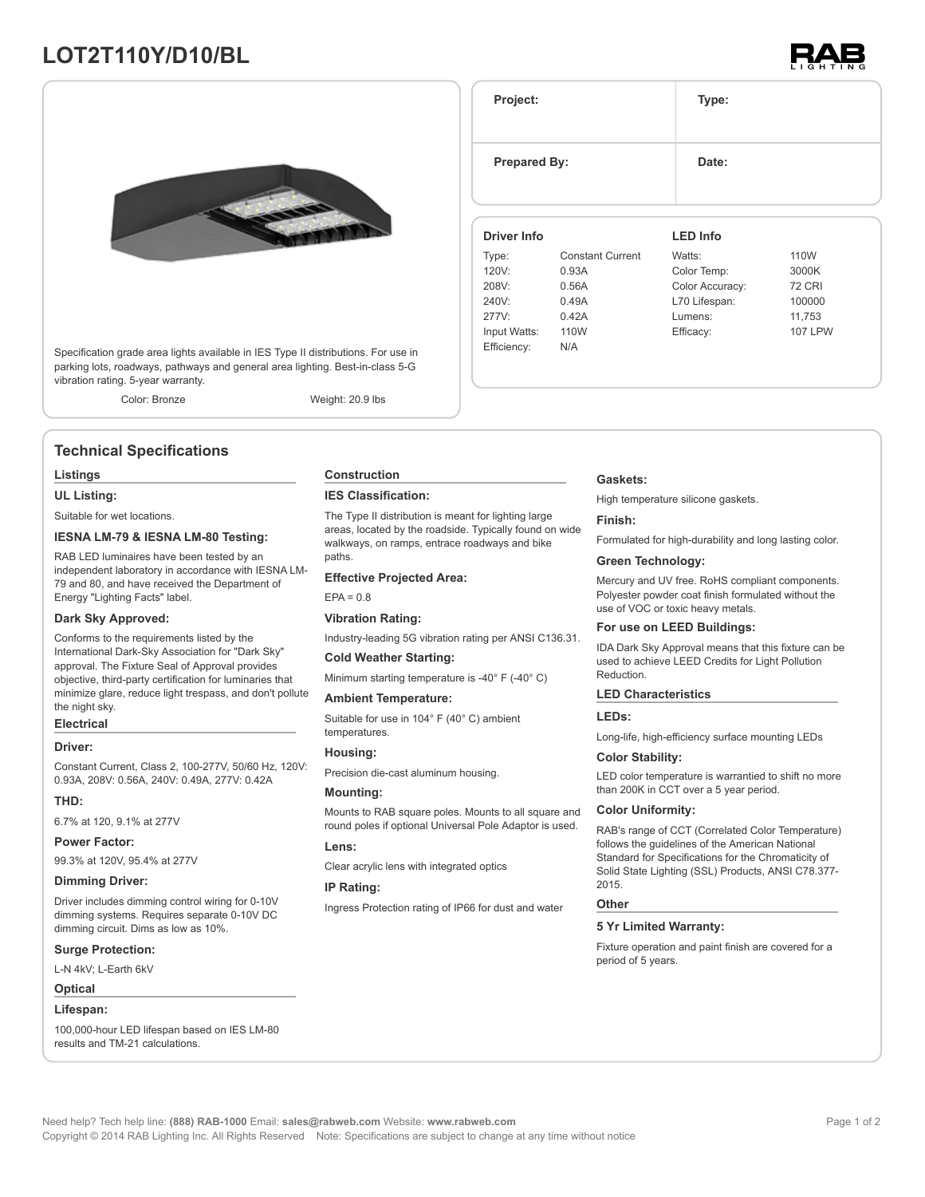# LOT2T110Y/D10/BL

| Project: | Type: |
|---|---|
| Prepared By: | Date: |

Specification grade area lights available in IES Type II distributions. For use in parking lots, roadways, pathways and general area lighting. Best-in-class 5-G vibration rating. 5-year warranty.

Color: Bronze    Weight: 20.9 lbs

### Driver Info

| | |
|---|---|
| Type: | Constant Current |
| 120V: | 0.93A |
| 208V: | 0.56A |
| 240V: | 0.49A |
| 277V: | 0.42A |
| Input Watts: | 110W |
| Efficiency: | N/A |

### LED Info

| | |
|---|---|
| Watts: | 110W |
| Color Temp: | 3000K |
| Color Accuracy: | 72 CRI |
| L70 Lifespan: | 100000 |
| Lumens: | 11,753 |
| Efficacy: | 107 LPW |

## Technical Specifications

### Listings

**UL Listing:**

Suitable for wet locations.

**IESNA LM-79 & IESNA LM-80 Testing:**

RAB LED luminaires have been tested by an independent laboratory in accordance with IESNA LM-79 and 80, and have received the Department of Energy "Lighting Facts" label.

**Dark Sky Approved:**

Conforms to the requirements listed by the International Dark-Sky Association for "Dark Sky" approval. The Fixture Seal of Approval provides objective, third-party certification for luminaries that minimize glare, reduce light trespass, and don't pollute the night sky.

### Electrical

**Driver:**

Constant Current, Class 2, 100-277V, 50/60 Hz, 120V: 0.93A, 208V: 0.56A, 240V: 0.49A, 277V: 0.42A

**THD:**

6.7% at 120, 9.1% at 277V

**Power Factor:**

99.3% at 120V, 95.4% at 277V

**Dimming Driver:**

Driver includes dimming control wiring for 0-10V dimming systems. Requires separate 0-10V DC dimming circuit. Dims as low as 10%.

**Surge Protection:**

L-N 4kV; L-Earth 6kV

### Optical

**Lifespan:**

100,000-hour LED lifespan based on IES LM-80 results and TM-21 calculations.

### Construction

**IES Classification:**

The Type II distribution is meant for lighting large areas, located by the roadside. Typically found on wide walkways, on ramps, entrace roadways and bike paths.

**Effective Projected Area:**

EPA = 0.8

**Vibration Rating:**

Industry-leading 5G vibration rating per ANSI C136.31.

**Cold Weather Starting:**

Minimum starting temperature is -40° F (-40° C)

**Ambient Temperature:**

Suitable for use in 104° F (40° C) ambient temperatures.

**Housing:**

Precision die-cast aluminum housing.

**Mounting:**

Mounts to RAB square poles. Mounts to all square and round poles if optional Universal Pole Adaptor is used.

**Lens:**

Clear acrylic lens with integrated optics

**IP Rating:**

Ingress Protection rating of IP66 for dust and water

**Gaskets:**

High temperature silicone gaskets.

**Finish:**

Formulated for high-durability and long lasting color.

**Green Technology:**

Mercury and UV free. RoHS compliant components. Polyester powder coat finish formulated without the use of VOC or toxic heavy metals.

**For use on LEED Buildings:**

IDA Dark Sky Approval means that this fixture can be used to achieve LEED Credits for Light Pollution Reduction.

### LED Characteristics

**LEDs:**

Long-life, high-efficiency surface mounting LEDs

**Color Stability:**

LED color temperature is warrantied to shift no more than 200K in CCT over a 5 year period.

**Color Uniformity:**

RAB's range of CCT (Correlated Color Temperature) follows the guidelines of the American National Standard for Specifications for the Chromaticity of Solid State Lighting (SSL) Products, ANSI C78.377-2015.

### Other

**5 Yr Limited Warranty:**

Fixture operation and paint finish are covered for a period of 5 years.

Need help? Tech help line: **(888) RAB-1000** Email: **sales@rabweb.com** Website: **www.rabweb.com**
Copyright © 2014 RAB Lighting Inc. All Rights Reserved Note: Specifications are subject to change at any time without notice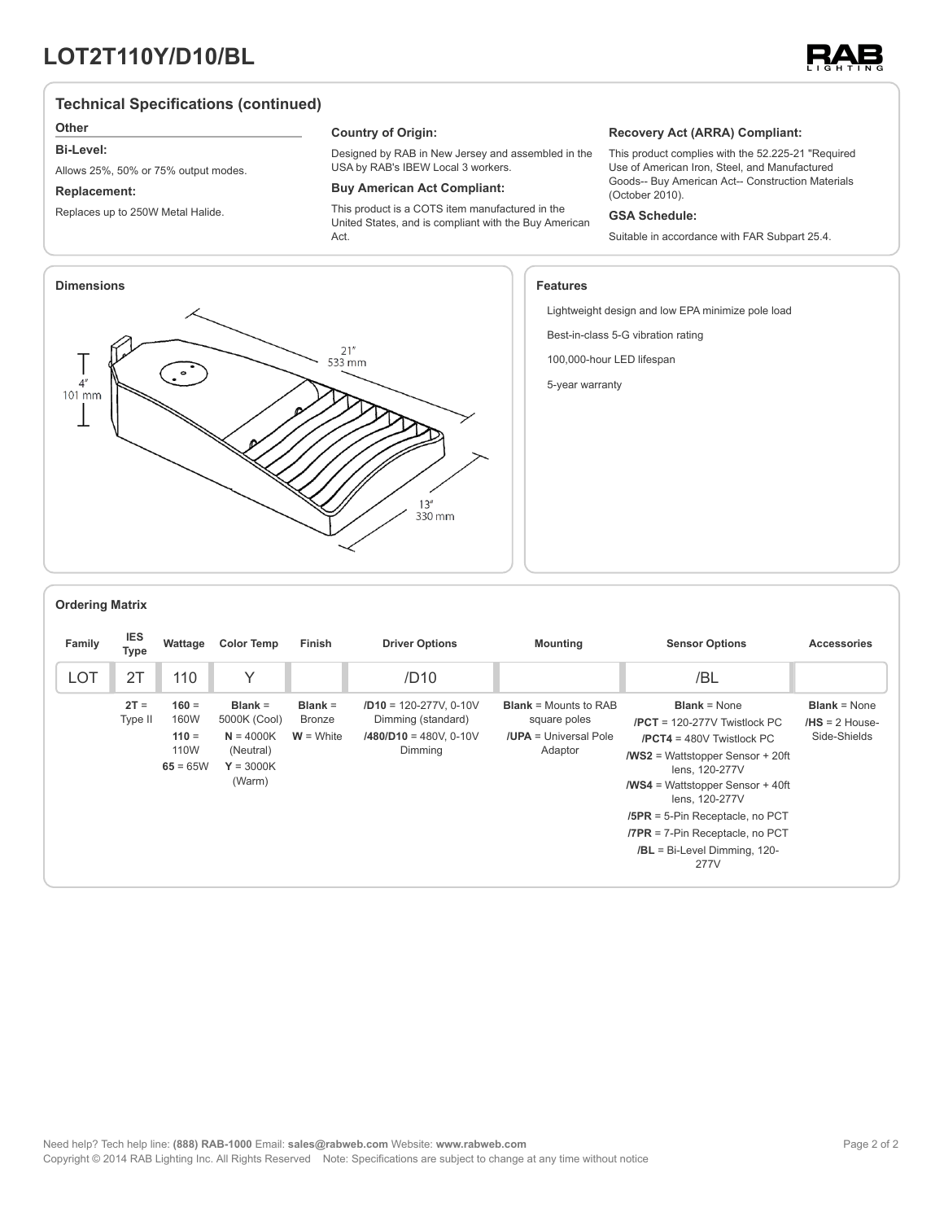# LOT2T110Y/D10/BL

## Technical Specifications (continued)

### Other

**Bi-Level:**

Allows 25%, 50% or 75% output modes.

**Replacement:**

Replaces up to 250W Metal Halide.

**Country of Origin:**

Designed by RAB in New Jersey and assembled in the USA by RAB's IBEW Local 3 workers.

**Buy American Act Compliant:**

This product is a COTS item manufactured in the United States, and is compliant with the Buy American Act.

**Recovery Act (ARRA) Compliant:**

This product complies with the 52.225-21 "Required Use of American Iron, Steel, and Manufactured Goods-- Buy American Act-- Construction Materials (October 2010).

**GSA Schedule:**

Suitable in accordance with FAR Subpart 25.4.

## Dimensions

4"
101 mm

21"
533 mm

13"
330 mm

## Features

Lightweight design and low EPA minimize pole load

Best-in-class 5-G vibration rating

100,000-hour LED lifespan

5-year warranty

## Ordering Matrix

| Family | IES Type | Wattage | Color Temp | Finish | Driver Options | Mounting | Sensor Options | Accessories |
|---|---|---|---|---|---|---|---|---|
| LOT | 2T | 110 | Y | | /D10 | | /BL | |
| | **2T** = Type II | **160** = 160W<br>**110** = 110W<br>**65** = 65W | **Blank** = 5000K (Cool)<br>**N** = 4000K (Neutral)<br>**Y** = 3000K (Warm) | **Blank** = Bronze<br>**W** = White | **/D10** = 120-277V, 0-10V Dimming (standard)<br>**/480/D10** = 480V, 0-10V Dimming | **Blank** = Mounts to RAB square poles<br>**/UPA** = Universal Pole Adaptor | **Blank** = None<br>**/PCT** = 120-277V Twistlock PC<br>**/PCT4** = 480V Twistlock PC<br>**/WS2** = Wattstopper Sensor + 20ft lens, 120-277V<br>**/WS4** = Wattstopper Sensor + 40ft lens, 120-277V<br>**/5PR** = 5-Pin Receptacle, no PCT<br>**/7PR** = 7-Pin Receptacle, no PCT<br>**/BL** = Bi-Level Dimming, 120-277V | **Blank** = None<br>**/HS** = 2 House-Side-Shields |

Need help? Tech help line: **(888) RAB-1000** Email: **sales@rabweb.com** Website: **www.rabweb.com**
Copyright © 2014 RAB Lighting Inc. All Rights Reserved   Note: Specifications are subject to change at any time without notice